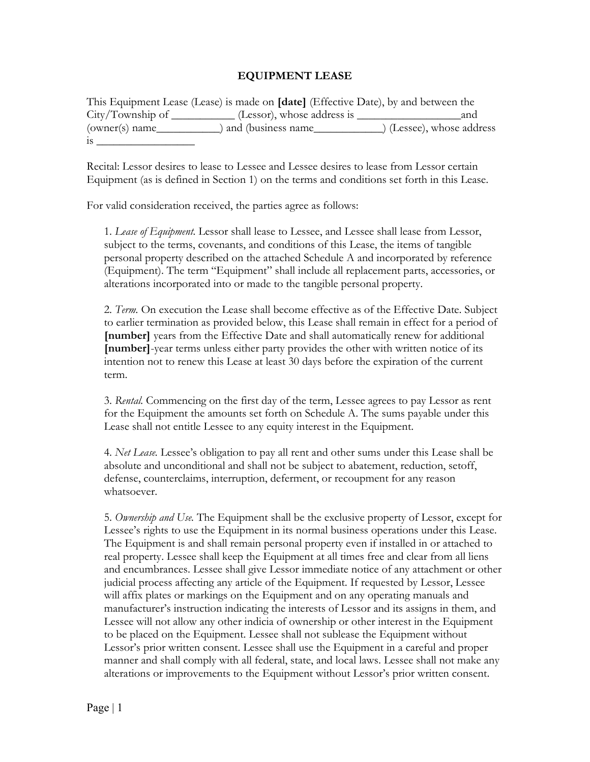# EQUIPMENT LEASE

This Equipment Lease (Lease) is made on **[date]** (Effective Date), by and between the City/Township of ___________ (Lessor), whose address is ___________________and (owner(s) name___________) and (business name____________) (Lessee), whose address is _________________

Recital: Lessor desires to lease to Lessee and Lessee desires to lease from Lessor certain Equipment (as is defined in Section 1) on the terms and conditions set forth in this Lease.

For valid consideration received, the parties agree as follows:

1. *Lease of Equipment.* Lessor shall lease to Lessee, and Lessee shall lease from Lessor, subject to the terms, covenants, and conditions of this Lease, the items of tangible personal property described on the attached Schedule A and incorporated by reference (Equipment). The term "Equipment" shall include all replacement parts, accessories, or alterations incorporated into or made to the tangible personal property.

2. *Term.* On execution the Lease shall become effective as of the Effective Date. Subject to earlier termination as provided below, this Lease shall remain in effect for a period of **[number]** years from the Effective Date and shall automatically renew for additional **[number]**-year terms unless either party provides the other with written notice of its intention not to renew this Lease at least 30 days before the expiration of the current term.

3. *Rental.* Commencing on the first day of the term, Lessee agrees to pay Lessor as rent for the Equipment the amounts set forth on Schedule A. The sums payable under this Lease shall not entitle Lessee to any equity interest in the Equipment.

4. *Net Lease.* Lessee's obligation to pay all rent and other sums under this Lease shall be absolute and unconditional and shall not be subject to abatement, reduction, setoff, defense, counterclaims, interruption, deferment, or recoupment for any reason whatsoever.

5. *Ownership and Use.* The Equipment shall be the exclusive property of Lessor, except for Lessee's rights to use the Equipment in its normal business operations under this Lease. The Equipment is and shall remain personal property even if installed in or attached to real property. Lessee shall keep the Equipment at all times free and clear from all liens and encumbrances. Lessee shall give Lessor immediate notice of any attachment or other judicial process affecting any article of the Equipment. If requested by Lessor, Lessee will affix plates or markings on the Equipment and on any operating manuals and manufacturer's instruction indicating the interests of Lessor and its assigns in them, and Lessee will not allow any other indicia of ownership or other interest in the Equipment to be placed on the Equipment. Lessee shall not sublease the Equipment without Lessor's prior written consent. Lessee shall use the Equipment in a careful and proper manner and shall comply with all federal, state, and local laws. Lessee shall not make any alterations or improvements to the Equipment without Lessor's prior written consent.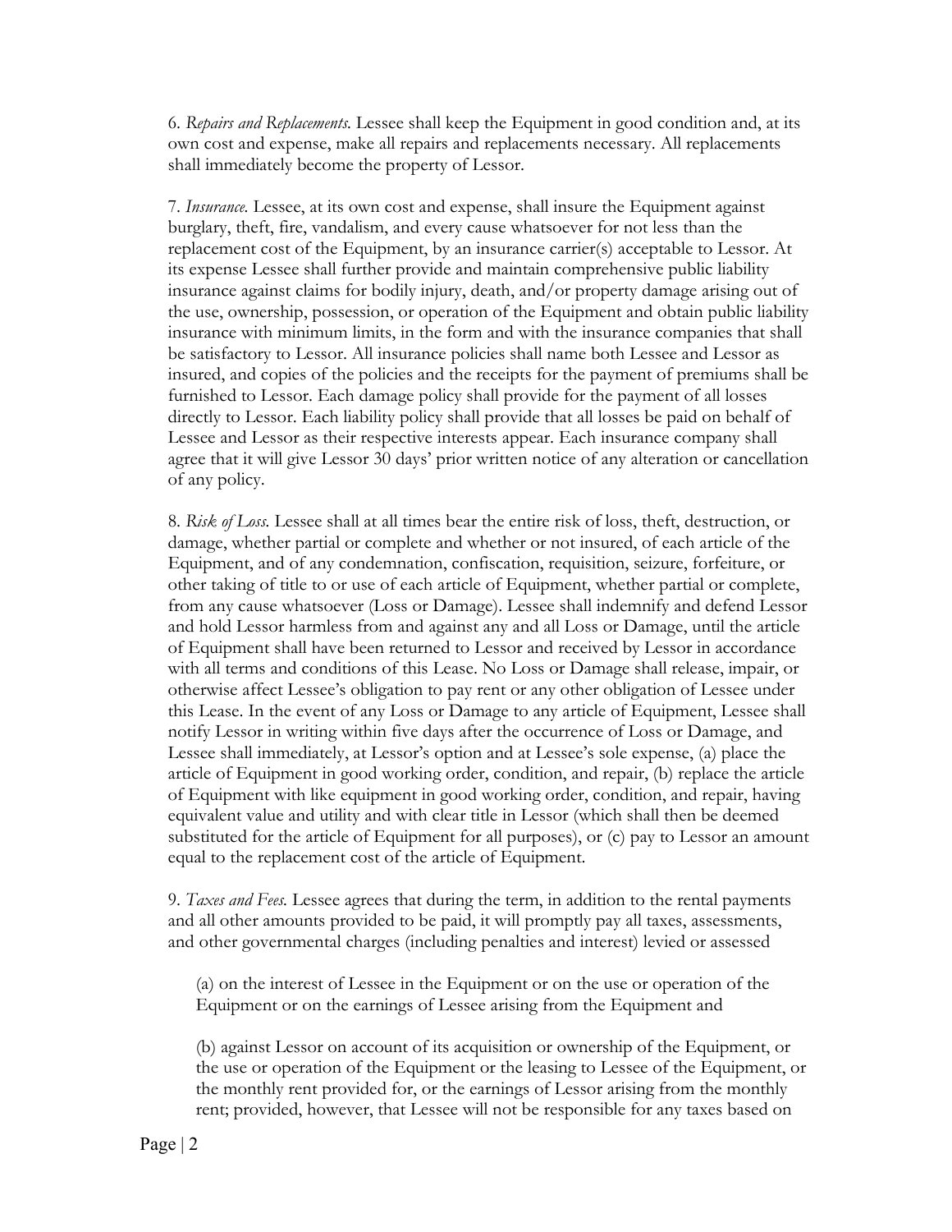6. *Repairs and Replacements.* Lessee shall keep the Equipment in good condition and, at its own cost and expense, make all repairs and replacements necessary. All replacements shall immediately become the property of Lessor.

7. *Insurance.* Lessee, at its own cost and expense, shall insure the Equipment against burglary, theft, fire, vandalism, and every cause whatsoever for not less than the replacement cost of the Equipment, by an insurance carrier(s) acceptable to Lessor. At its expense Lessee shall further provide and maintain comprehensive public liability insurance against claims for bodily injury, death, and/or property damage arising out of the use, ownership, possession, or operation of the Equipment and obtain public liability insurance with minimum limits, in the form and with the insurance companies that shall be satisfactory to Lessor. All insurance policies shall name both Lessee and Lessor as insured, and copies of the policies and the receipts for the payment of premiums shall be furnished to Lessor. Each damage policy shall provide for the payment of all losses directly to Lessor. Each liability policy shall provide that all losses be paid on behalf of Lessee and Lessor as their respective interests appear. Each insurance company shall agree that it will give Lessor 30 days' prior written notice of any alteration or cancellation of any policy.

8. *Risk of Loss.* Lessee shall at all times bear the entire risk of loss, theft, destruction, or damage, whether partial or complete and whether or not insured, of each article of the Equipment, and of any condemnation, confiscation, requisition, seizure, forfeiture, or other taking of title to or use of each article of Equipment, whether partial or complete, from any cause whatsoever (Loss or Damage). Lessee shall indemnify and defend Lessor and hold Lessor harmless from and against any and all Loss or Damage, until the article of Equipment shall have been returned to Lessor and received by Lessor in accordance with all terms and conditions of this Lease. No Loss or Damage shall release, impair, or otherwise affect Lessee's obligation to pay rent or any other obligation of Lessee under this Lease. In the event of any Loss or Damage to any article of Equipment, Lessee shall notify Lessor in writing within five days after the occurrence of Loss or Damage, and Lessee shall immediately, at Lessor's option and at Lessee's sole expense, (a) place the article of Equipment in good working order, condition, and repair, (b) replace the article of Equipment with like equipment in good working order, condition, and repair, having equivalent value and utility and with clear title in Lessor (which shall then be deemed substituted for the article of Equipment for all purposes), or (c) pay to Lessor an amount equal to the replacement cost of the article of Equipment.

9. *Taxes and Fees.* Lessee agrees that during the term, in addition to the rental payments and all other amounts provided to be paid, it will promptly pay all taxes, assessments, and other governmental charges (including penalties and interest) levied or assessed

(a) on the interest of Lessee in the Equipment or on the use or operation of the Equipment or on the earnings of Lessee arising from the Equipment and

(b) against Lessor on account of its acquisition or ownership of the Equipment, or the use or operation of the Equipment or the leasing to Lessee of the Equipment, or the monthly rent provided for, or the earnings of Lessor arising from the monthly rent; provided, however, that Lessee will not be responsible for any taxes based on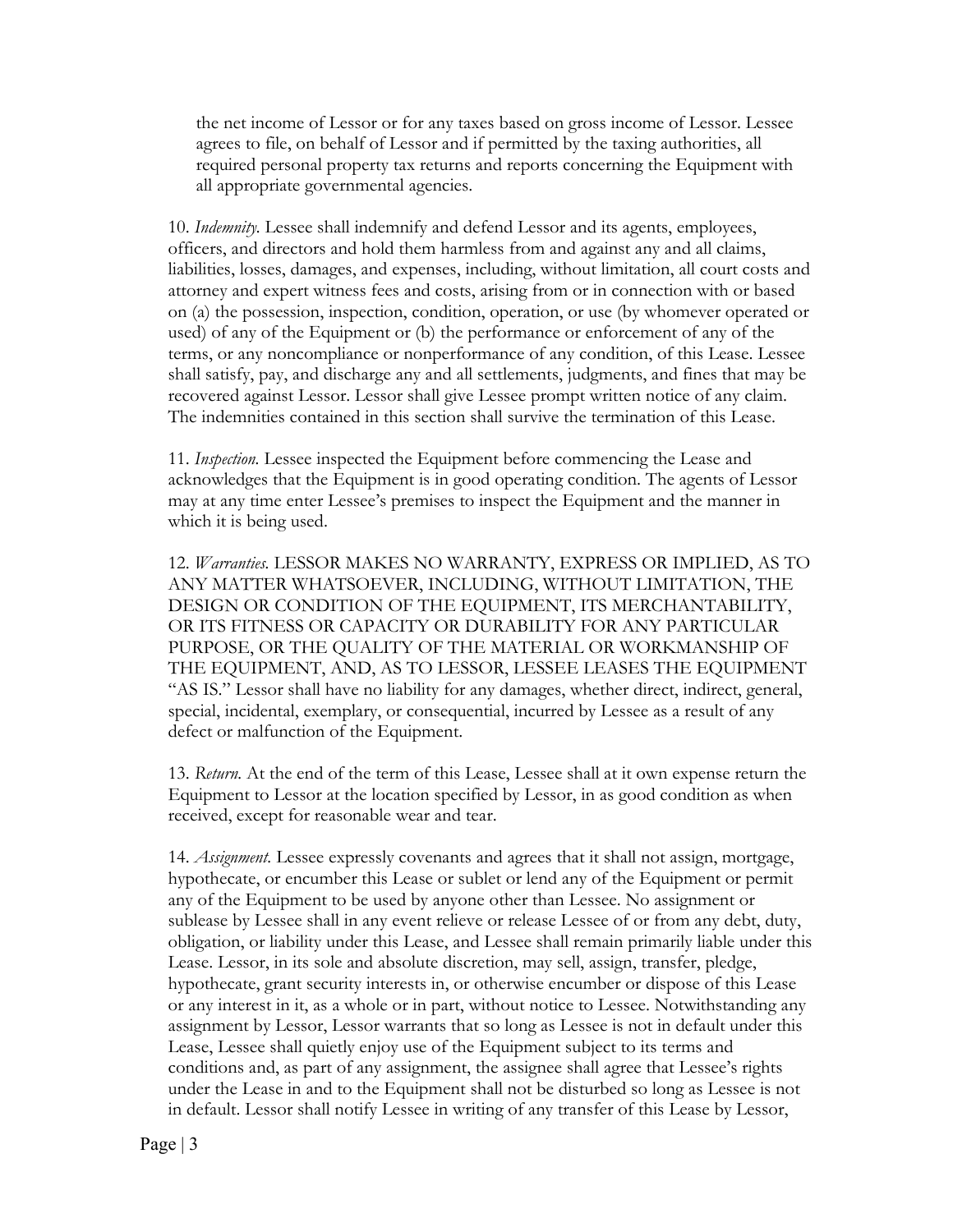the net income of Lessor or for any taxes based on gross income of Lessor. Lessee agrees to file, on behalf of Lessor and if permitted by the taxing authorities, all required personal property tax returns and reports concerning the Equipment with all appropriate governmental agencies.

10. *Indemnity.* Lessee shall indemnify and defend Lessor and its agents, employees, officers, and directors and hold them harmless from and against any and all claims, liabilities, losses, damages, and expenses, including, without limitation, all court costs and attorney and expert witness fees and costs, arising from or in connection with or based on (a) the possession, inspection, condition, operation, or use (by whomever operated or used) of any of the Equipment or (b) the performance or enforcement of any of the terms, or any noncompliance or nonperformance of any condition, of this Lease. Lessee shall satisfy, pay, and discharge any and all settlements, judgments, and fines that may be recovered against Lessor. Lessor shall give Lessee prompt written notice of any claim. The indemnities contained in this section shall survive the termination of this Lease.

11. *Inspection.* Lessee inspected the Equipment before commencing the Lease and acknowledges that the Equipment is in good operating condition. The agents of Lessor may at any time enter Lessee's premises to inspect the Equipment and the manner in which it is being used.

12. *Warranties.* LESSOR MAKES NO WARRANTY, EXPRESS OR IMPLIED, AS TO ANY MATTER WHATSOEVER, INCLUDING, WITHOUT LIMITATION, THE DESIGN OR CONDITION OF THE EQUIPMENT, ITS MERCHANTABILITY, OR ITS FITNESS OR CAPACITY OR DURABILITY FOR ANY PARTICULAR PURPOSE, OR THE QUALITY OF THE MATERIAL OR WORKMANSHIP OF THE EQUIPMENT, AND, AS TO LESSOR, LESSEE LEASES THE EQUIPMENT "AS IS." Lessor shall have no liability for any damages, whether direct, indirect, general, special, incidental, exemplary, or consequential, incurred by Lessee as a result of any defect or malfunction of the Equipment.

13. *Return.* At the end of the term of this Lease, Lessee shall at it own expense return the Equipment to Lessor at the location specified by Lessor, in as good condition as when received, except for reasonable wear and tear.

14. *Assignment.* Lessee expressly covenants and agrees that it shall not assign, mortgage, hypothecate, or encumber this Lease or sublet or lend any of the Equipment or permit any of the Equipment to be used by anyone other than Lessee. No assignment or sublease by Lessee shall in any event relieve or release Lessee of or from any debt, duty, obligation, or liability under this Lease, and Lessee shall remain primarily liable under this Lease. Lessor, in its sole and absolute discretion, may sell, assign, transfer, pledge, hypothecate, grant security interests in, or otherwise encumber or dispose of this Lease or any interest in it, as a whole or in part, without notice to Lessee. Notwithstanding any assignment by Lessor, Lessor warrants that so long as Lessee is not in default under this Lease, Lessee shall quietly enjoy use of the Equipment subject to its terms and conditions and, as part of any assignment, the assignee shall agree that Lessee's rights under the Lease in and to the Equipment shall not be disturbed so long as Lessee is not in default. Lessor shall notify Lessee in writing of any transfer of this Lease by Lessor,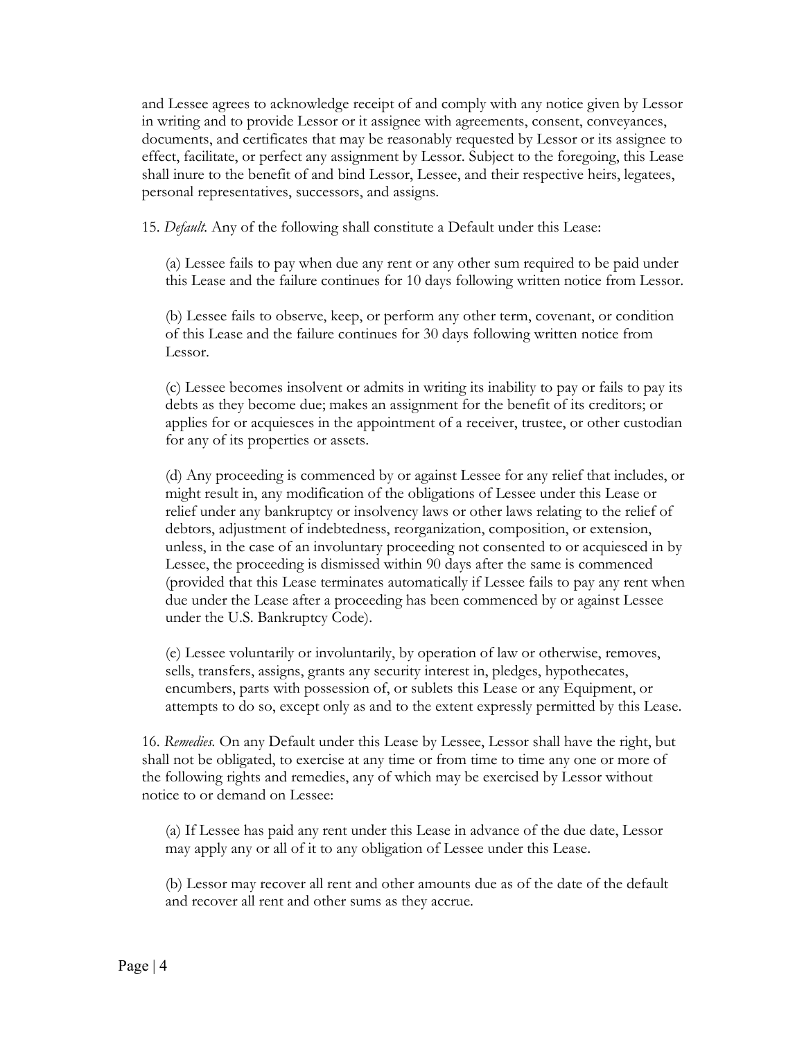and Lessee agrees to acknowledge receipt of and comply with any notice given by Lessor in writing and to provide Lessor or it assignee with agreements, consent, conveyances, documents, and certificates that may be reasonably requested by Lessor or its assignee to effect, facilitate, or perfect any assignment by Lessor. Subject to the foregoing, this Lease shall inure to the benefit of and bind Lessor, Lessee, and their respective heirs, legatees, personal representatives, successors, and assigns.

15. *Default.* Any of the following shall constitute a Default under this Lease:

(a) Lessee fails to pay when due any rent or any other sum required to be paid under this Lease and the failure continues for 10 days following written notice from Lessor.

(b) Lessee fails to observe, keep, or perform any other term, covenant, or condition of this Lease and the failure continues for 30 days following written notice from Lessor.

(c) Lessee becomes insolvent or admits in writing its inability to pay or fails to pay its debts as they become due; makes an assignment for the benefit of its creditors; or applies for or acquiesces in the appointment of a receiver, trustee, or other custodian for any of its properties or assets.

(d) Any proceeding is commenced by or against Lessee for any relief that includes, or might result in, any modification of the obligations of Lessee under this Lease or relief under any bankruptcy or insolvency laws or other laws relating to the relief of debtors, adjustment of indebtedness, reorganization, composition, or extension, unless, in the case of an involuntary proceeding not consented to or acquiesced in by Lessee, the proceeding is dismissed within 90 days after the same is commenced (provided that this Lease terminates automatically if Lessee fails to pay any rent when due under the Lease after a proceeding has been commenced by or against Lessee under the U.S. Bankruptcy Code).

(e) Lessee voluntarily or involuntarily, by operation of law or otherwise, removes, sells, transfers, assigns, grants any security interest in, pledges, hypothecates, encumbers, parts with possession of, or sublets this Lease or any Equipment, or attempts to do so, except only as and to the extent expressly permitted by this Lease.

16. *Remedies.* On any Default under this Lease by Lessee, Lessor shall have the right, but shall not be obligated, to exercise at any time or from time to time any one or more of the following rights and remedies, any of which may be exercised by Lessor without notice to or demand on Lessee:

(a) If Lessee has paid any rent under this Lease in advance of the due date, Lessor may apply any or all of it to any obligation of Lessee under this Lease.

(b) Lessor may recover all rent and other amounts due as of the date of the default and recover all rent and other sums as they accrue.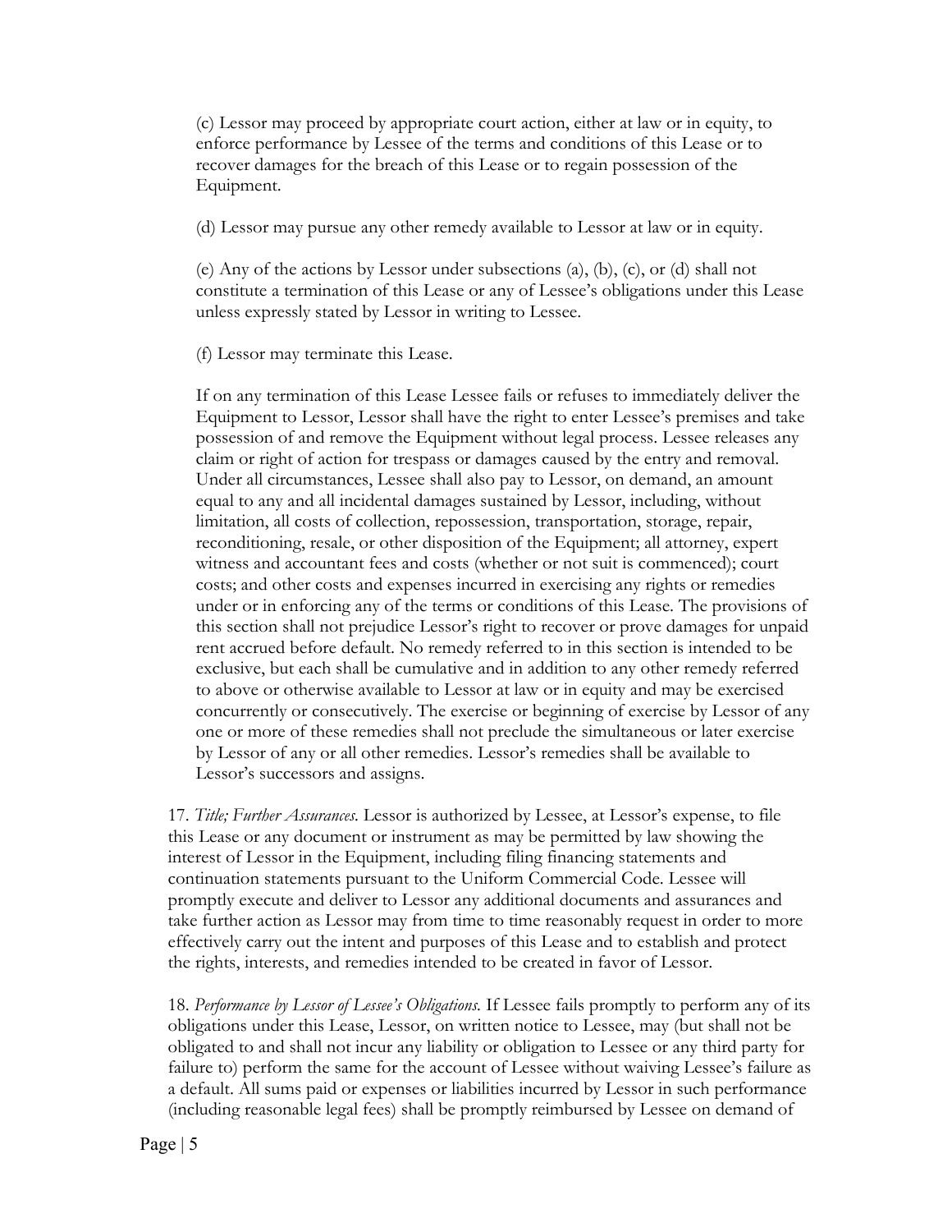(c) Lessor may proceed by appropriate court action, either at law or in equity, to enforce performance by Lessee of the terms and conditions of this Lease or to recover damages for the breach of this Lease or to regain possession of the Equipment.

(d) Lessor may pursue any other remedy available to Lessor at law or in equity.

(e) Any of the actions by Lessor under subsections (a), (b), (c), or (d) shall not constitute a termination of this Lease or any of Lessee's obligations under this Lease unless expressly stated by Lessor in writing to Lessee.

(f) Lessor may terminate this Lease.

If on any termination of this Lease Lessee fails or refuses to immediately deliver the Equipment to Lessor, Lessor shall have the right to enter Lessee's premises and take possession of and remove the Equipment without legal process. Lessee releases any claim or right of action for trespass or damages caused by the entry and removal. Under all circumstances, Lessee shall also pay to Lessor, on demand, an amount equal to any and all incidental damages sustained by Lessor, including, without limitation, all costs of collection, repossession, transportation, storage, repair, reconditioning, resale, or other disposition of the Equipment; all attorney, expert witness and accountant fees and costs (whether or not suit is commenced); court costs; and other costs and expenses incurred in exercising any rights or remedies under or in enforcing any of the terms or conditions of this Lease. The provisions of this section shall not prejudice Lessor's right to recover or prove damages for unpaid rent accrued before default. No remedy referred to in this section is intended to be exclusive, but each shall be cumulative and in addition to any other remedy referred to above or otherwise available to Lessor at law or in equity and may be exercised concurrently or consecutively. The exercise or beginning of exercise by Lessor of any one or more of these remedies shall not preclude the simultaneous or later exercise by Lessor of any or all other remedies. Lessor's remedies shall be available to Lessor's successors and assigns.

17. *Title; Further Assurances.* Lessor is authorized by Lessee, at Lessor's expense, to file this Lease or any document or instrument as may be permitted by law showing the interest of Lessor in the Equipment, including filing financing statements and continuation statements pursuant to the Uniform Commercial Code. Lessee will promptly execute and deliver to Lessor any additional documents and assurances and take further action as Lessor may from time to time reasonably request in order to more effectively carry out the intent and purposes of this Lease and to establish and protect the rights, interests, and remedies intended to be created in favor of Lessor.

18. *Performance by Lessor of Lessee's Obligations.* If Lessee fails promptly to perform any of its obligations under this Lease, Lessor, on written notice to Lessee, may (but shall not be obligated to and shall not incur any liability or obligation to Lessee or any third party for failure to) perform the same for the account of Lessee without waiving Lessee's failure as a default. All sums paid or expenses or liabilities incurred by Lessor in such performance (including reasonable legal fees) shall be promptly reimbursed by Lessee on demand of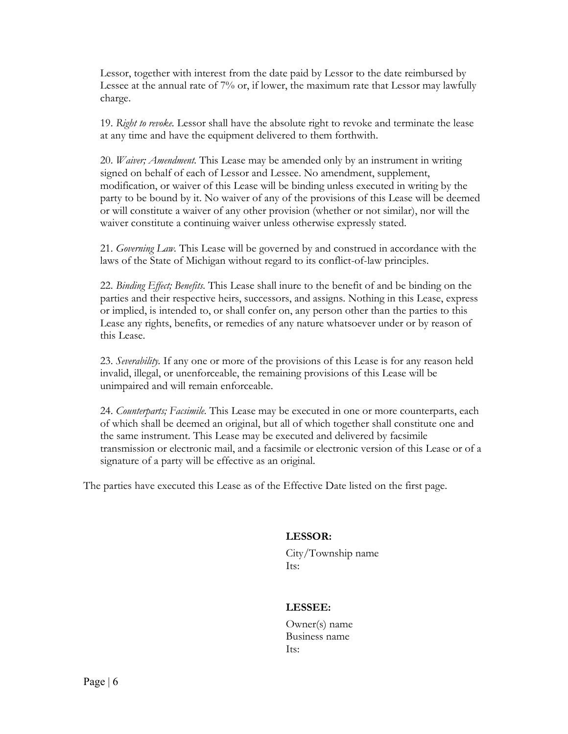Lessor, together with interest from the date paid by Lessor to the date reimbursed by Lessee at the annual rate of 7% or, if lower, the maximum rate that Lessor may lawfully charge.

19. *Right to revoke.* Lessor shall have the absolute right to revoke and terminate the lease at any time and have the equipment delivered to them forthwith.

20. *Waiver; Amendment.* This Lease may be amended only by an instrument in writing signed on behalf of each of Lessor and Lessee. No amendment, supplement, modification, or waiver of this Lease will be binding unless executed in writing by the party to be bound by it. No waiver of any of the provisions of this Lease will be deemed or will constitute a waiver of any other provision (whether or not similar), nor will the waiver constitute a continuing waiver unless otherwise expressly stated.

21. *Governing Law.* This Lease will be governed by and construed in accordance with the laws of the State of Michigan without regard to its conflict-of-law principles.

22. *Binding Effect; Benefits.* This Lease shall inure to the benefit of and be binding on the parties and their respective heirs, successors, and assigns. Nothing in this Lease, express or implied, is intended to, or shall confer on, any person other than the parties to this Lease any rights, benefits, or remedies of any nature whatsoever under or by reason of this Lease.

23. *Severability.* If any one or more of the provisions of this Lease is for any reason held invalid, illegal, or unenforceable, the remaining provisions of this Lease will be unimpaired and will remain enforceable.

24. *Counterparts; Facsimile.* This Lease may be executed in one or more counterparts, each of which shall be deemed an original, but all of which together shall constitute one and the same instrument. This Lease may be executed and delivered by facsimile transmission or electronic mail, and a facsimile or electronic version of this Lease or of a signature of a party will be effective as an original.

The parties have executed this Lease as of the Effective Date listed on the first page.

**LESSOR:**

City/Township name
Its:

**LESSEE:**

Owner(s) name
Business name
Its: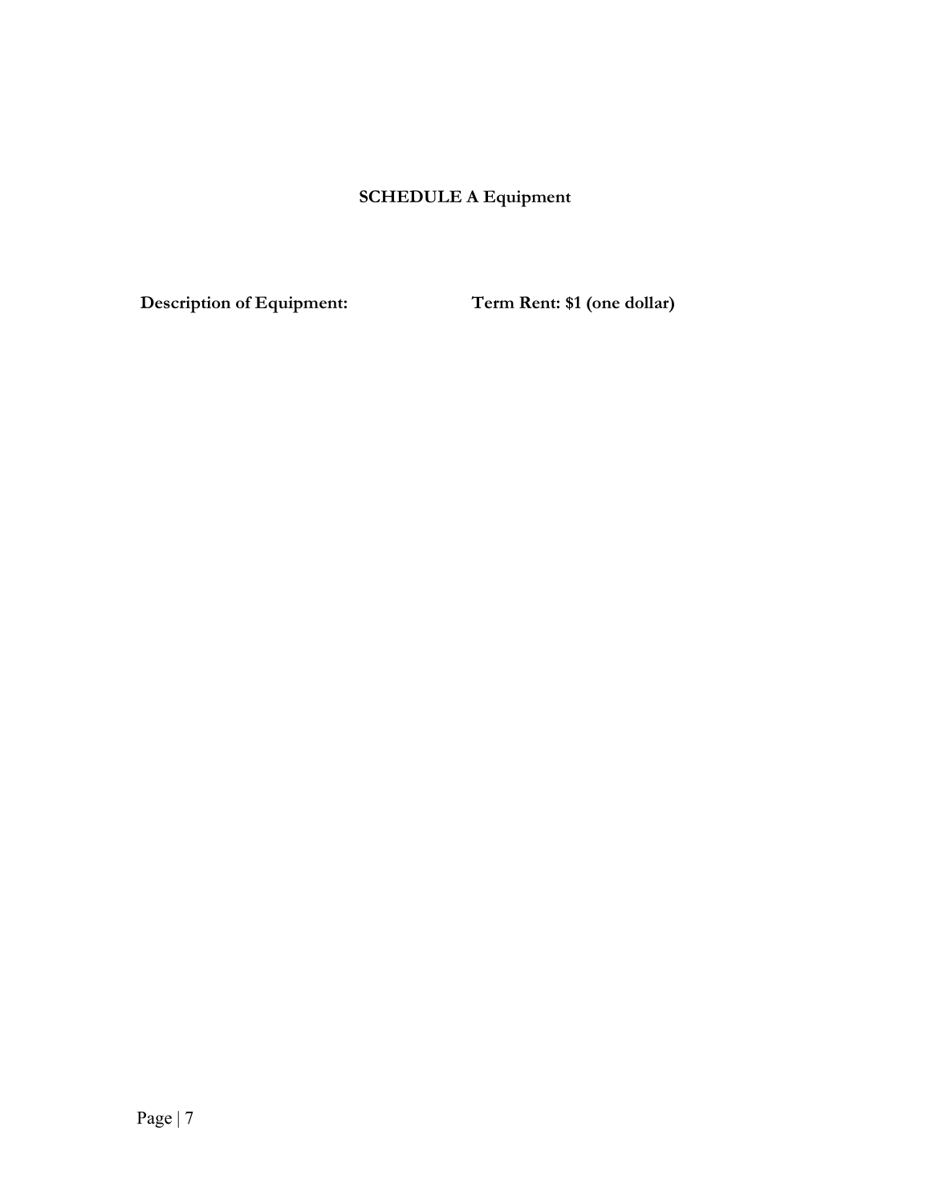## SCHEDULE A Equipment

**Description of Equipment:** **Term Rent: $1 (one dollar)**